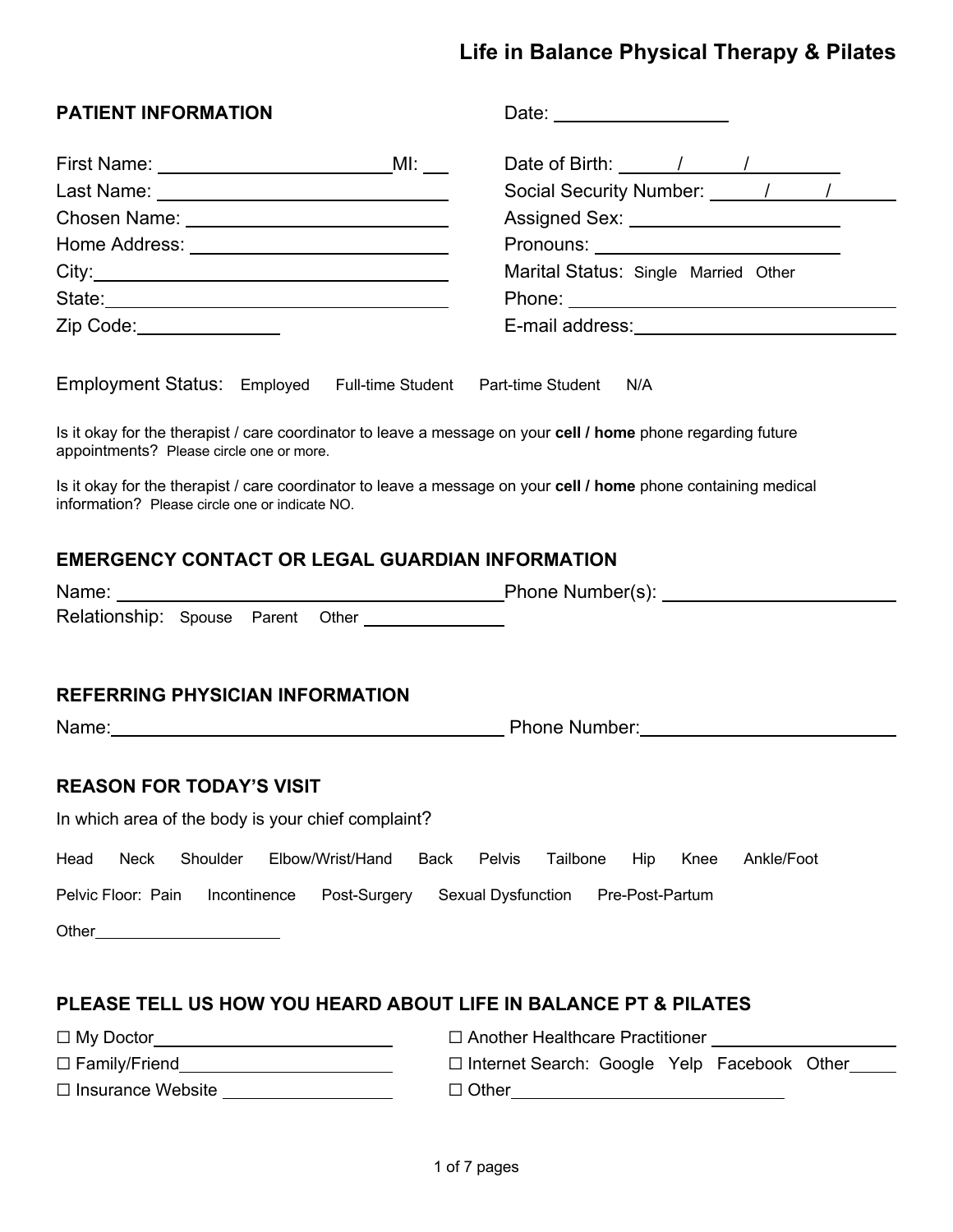# Life in Balance Physical Therapy & Pilates

## PATIENT INFORMATION

Date: ____________________

First Name: ______________________ MI: ___

Last Name: ______________________

Chosen Name: ______________________

Home Address: ______________________

City: ______________________

State: ______________________

Zip Code: ____________

Date of Birth: _____ / _____ / _______

Social Security Number: _____ / _____ / _______

Assigned Sex: ______________________

Pronouns: ______________________

Marital Status: Single Married Other

Phone: ______________________

E-mail address: ______________________

Employment Status: Employed Full-time Student Part-time Student N/A

Is it okay for the therapist / care coordinator to leave a message on your **cell / home** phone regarding future appointments? Please circle one or more.

Is it okay for the therapist / care coordinator to leave a message on your **cell / home** phone containing medical information? Please circle one or indicate NO.

## EMERGENCY CONTACT OR LEGAL GUARDIAN INFORMATION

Name: ______________________ Phone Number(s): ______________________

Relationship: Spouse Parent Other ____________

## REFERRING PHYSICIAN INFORMATION

Name: ______________________ Phone Number: ______________________

## REASON FOR TODAY'S VISIT

In which area of the body is your chief complaint?

Head Neck Shoulder Elbow/Wrist/Hand Back Pelvis Tailbone Hip Knee Ankle/Foot

Pelvic Floor: Pain Incontinence Post-Surgery Sexual Dysfunction Pre-Post-Partum

Other ____________________

## PLEASE TELL US HOW YOU HEARD ABOUT LIFE IN BALANCE PT & PILATES

☐ My Doctor ____________________

☐ Family/Friend ____________________

☐ Insurance Website ____________________

☐ Another Healthcare Practitioner ____________________

☐ Internet Search: Google Yelp Facebook Other _____

☐ Other ____________________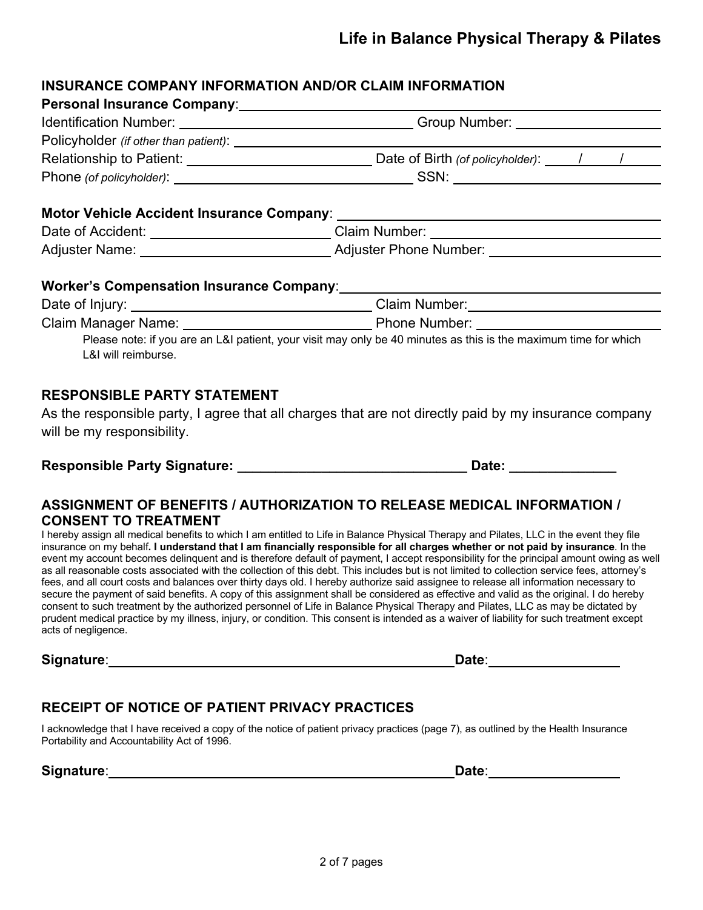# Life in Balance Physical Therapy & Pilates

## INSURANCE COMPANY INFORMATION AND/OR CLAIM INFORMATION

**Personal Insurance Company**: ______________________________

Identification Number: ______________________ Group Number: ______________

Policyholder *(if other than patient)*: ______________________________

Relationship to Patient: ______________ Date of Birth *(of policyholder)*: ____/____/____

Phone *(of policyholder)*: ______________________ SSN: ______________

**Motor Vehicle Accident Insurance Company**: ______________________________

Date of Accident: ______________ Claim Number: ______________________

Adjuster Name: ______________ Adjuster Phone Number: ______________

**Worker's Compensation Insurance Company**: ______________________________

Date of Injury: ______________________ Claim Number: ______________________

Claim Manager Name: ______________ Phone Number: ______________

Please note: if you are an L&I patient, your visit may only be 40 minutes as this is the maximum time for which L&I will reimburse.

## RESPONSIBLE PARTY STATEMENT

As the responsible party, I agree that all charges that are not directly paid by my insurance company will be my responsibility.

**Responsible Party Signature: ______________________________ Date: ______________**

## ASSIGNMENT OF BENEFITS / AUTHORIZATION TO RELEASE MEDICAL INFORMATION / CONSENT TO TREATMENT

I hereby assign all medical benefits to which I am entitled to Life in Balance Physical Therapy and Pilates, LLC in the event they file insurance on my behalf**. I understand that I am financially responsible for all charges whether or not paid by insurance**. In the event my account becomes delinquent and is therefore default of payment, I accept responsibility for the principal amount owing as well as all reasonable costs associated with the collection of this debt. This includes but is not limited to collection service fees, attorney's fees, and all court costs and balances over thirty days old. I hereby authorize said assignee to release all information necessary to secure the payment of said benefits. A copy of this assignment shall be considered as effective and valid as the original. I do hereby consent to such treatment by the authorized personnel of Life in Balance Physical Therapy and Pilates, LLC as may be dictated by prudent medical practice by my illness, injury, or condition. This consent is intended as a waiver of liability for such treatment except acts of negligence.

**Signature**: ______________________________ **Date**: ______________

## RECEIPT OF NOTICE OF PATIENT PRIVACY PRACTICES

I acknowledge that I have received a copy of the notice of patient privacy practices (page 7), as outlined by the Health Insurance Portability and Accountability Act of 1996.

**Signature**: ______________________________ **Date**: ______________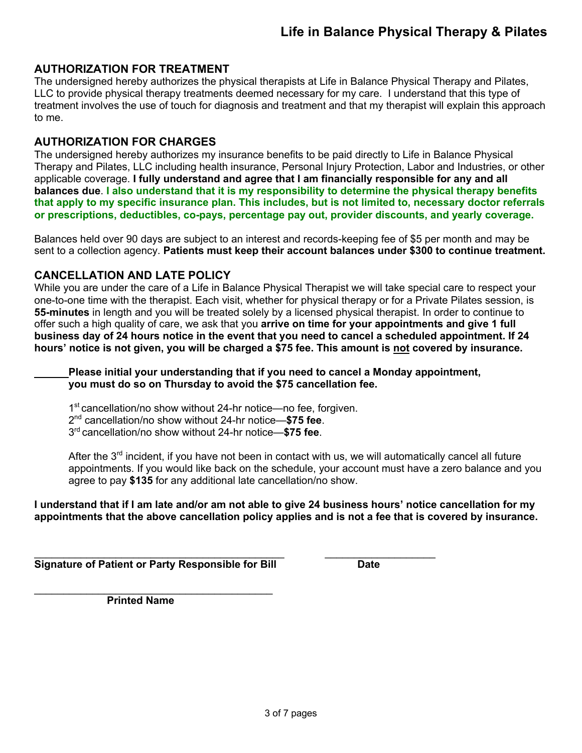# Life in Balance Physical Therapy & Pilates

## AUTHORIZATION FOR TREATMENT

The undersigned hereby authorizes the physical therapists at Life in Balance Physical Therapy and Pilates, LLC to provide physical therapy treatments deemed necessary for my care. I understand that this type of treatment involves the use of touch for diagnosis and treatment and that my therapist will explain this approach to me.

## AUTHORIZATION FOR CHARGES

The undersigned hereby authorizes my insurance benefits to be paid directly to Life in Balance Physical Therapy and Pilates, LLC including health insurance, Personal Injury Protection, Labor and Industries, or other applicable coverage. **I fully understand and agree that I am financially responsible for any and all balances due**. **I also understand that it is my responsibility to determine the physical therapy benefits that apply to my specific insurance plan. This includes, but is not limited to, necessary doctor referrals or prescriptions, deductibles, co-pays, percentage pay out, provider discounts, and yearly coverage.**

Balances held over 90 days are subject to an interest and records-keeping fee of $5 per month and may be sent to a collection agency. **Patients must keep their account balances under $300 to continue treatment.**

## CANCELLATION AND LATE POLICY

While you are under the care of a Life in Balance Physical Therapist we will take special care to respect your one-to-one time with the therapist. Each visit, whether for physical therapy or for a Private Pilates session, is **55-minutes** in length and you will be treated solely by a licensed physical therapist. In order to continue to offer such a high quality of care, we ask that you **arrive on time for your appointments and give 1 full business day of 24 hours notice in the event that you need to cancel a scheduled appointment. If 24 hours' notice is not given, you will be charged a $75 fee. This amount is <u>not</u> covered by insurance.**

______**Please initial your understanding that if you need to cancel a Monday appointment, you must do so on Thursday to avoid the $75 cancellation fee.**

1st cancellation/no show without 24-hr notice—no fee, forgiven.
2nd cancellation/no show without 24-hr notice—**$75 fee**.
3rd cancellation/no show without 24-hr notice—**$75 fee**.

After the 3rd incident, if you have not been in contact with us, we will automatically cancel all future appointments. If you would like back on the schedule, your account must have a zero balance and you agree to pay **$135** for any additional late cancellation/no show.

**I understand that if I am late and/or am not able to give 24 business hours' notice cancellation for my appointments that the above cancellation policy applies and is not a fee that is covered by insurance.**

_____________________________________________ ____________________
**Signature of Patient or Party Responsible for Bill** **Date**

_____________________________________________
**Printed Name**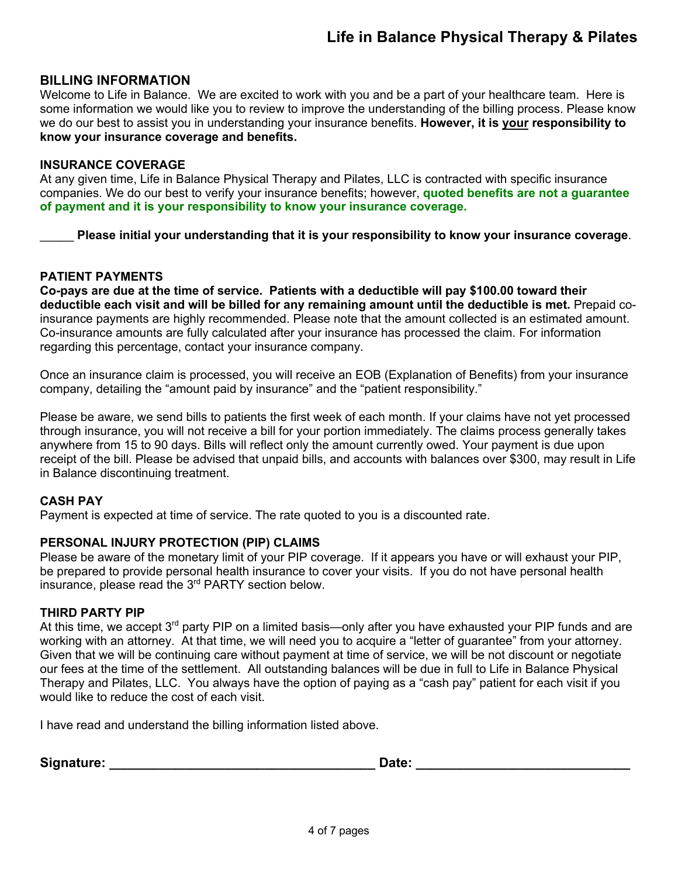# Life in Balance Physical Therapy & Pilates

## BILLING INFORMATION

Welcome to Life in Balance. We are excited to work with you and be a part of your healthcare team. Here is some information we would like you to review to improve the understanding of the billing process. Please know we do our best to assist you in understanding your insurance benefits. **However, it is <u>your</u> responsibility to know your insurance coverage and benefits.**

### INSURANCE COVERAGE

At any given time, Life in Balance Physical Therapy and Pilates, LLC is contracted with specific insurance companies. We do our best to verify your insurance benefits; however, **quoted benefits are not a guarantee of payment and it is your responsibility to know your insurance coverage.**

_____ **Please initial your understanding that it is your responsibility to know your insurance coverage**.

### PATIENT PAYMENTS

**Co-pays are due at the time of service. Patients with a deductible will pay $100.00 toward their deductible each visit and will be billed for any remaining amount until the deductible is met.** Prepaid co-insurance payments are highly recommended. Please note that the amount collected is an estimated amount. Co-insurance amounts are fully calculated after your insurance has processed the claim. For information regarding this percentage, contact your insurance company.

Once an insurance claim is processed, you will receive an EOB (Explanation of Benefits) from your insurance company, detailing the "amount paid by insurance" and the "patient responsibility."

Please be aware, we send bills to patients the first week of each month. If your claims have not yet processed through insurance, you will not receive a bill for your portion immediately. The claims process generally takes anywhere from 15 to 90 days. Bills will reflect only the amount currently owed. Your payment is due upon receipt of the bill. Please be advised that unpaid bills, and accounts with balances over $300, may result in Life in Balance discontinuing treatment.

### CASH PAY

Payment is expected at time of service. The rate quoted to you is a discounted rate.

### PERSONAL INJURY PROTECTION (PIP) CLAIMS

Please be aware of the monetary limit of your PIP coverage. If it appears you have or will exhaust your PIP, be prepared to provide personal health insurance to cover your visits. If you do not have personal health insurance, please read the 3rd PARTY section below.

### THIRD PARTY PIP

At this time, we accept 3rd party PIP on a limited basis—only after you have exhausted your PIP funds and are working with an attorney. At that time, we will need you to acquire a "letter of guarantee" from your attorney. Given that we will be continuing care without payment at time of service, we will be not discount or negotiate our fees at the time of the settlement. All outstanding balances will be due in full to Life in Balance Physical Therapy and Pilates, LLC. You always have the option of paying as a "cash pay" patient for each visit if you would like to reduce the cost of each visit.

I have read and understand the billing information listed above.

**Signature:** ____________________________________ **Date:** _____________________________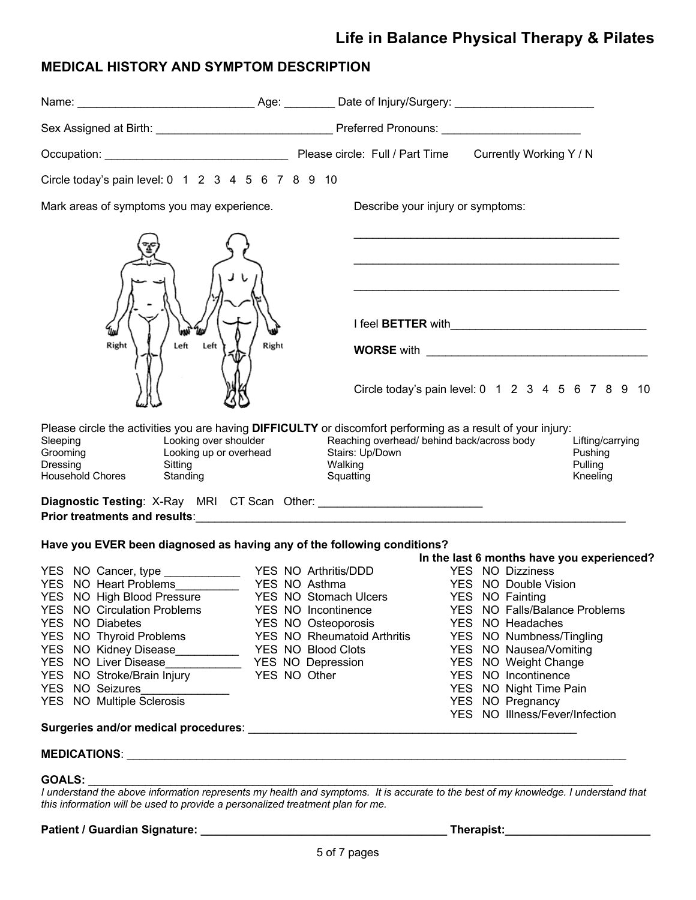# Life in Balance Physical Therapy & Pilates

## MEDICAL HISTORY AND SYMPTOM DESCRIPTION

Name: ____________________________ Age: ________ Date of Injury/Surgery: ______________________

Sex Assigned at Birth: ____________________________ Preferred Pronouns: ______________________

Occupation: _____________________________ Please circle: Full / Part Time Currently Working Y / N

Circle today's pain level: 0 1 2 3 4 5 6 7 8 9 10

Mark areas of symptoms you may experience.

Right Left Left Right

Describe your injury or symptoms:

_____________________________________________

_____________________________________________

_____________________________________________

I feel **BETTER** with________________________________

**WORSE** with ____________________________________

Circle today's pain level: 0 1 2 3 4 5 6 7 8 9 10

Please circle the activities you are having **DIFFICULTY** or discomfort performing as a result of your injury:

| | | | |
|---|---|---|---|
| Sleeping | Looking over shoulder | Reaching overhead/ behind back/across body | Lifting/carrying |
| Grooming | Looking up or overhead | Stairs: Up/Down | Pushing |
| Dressing | Sitting | Walking | Pulling |
| Household Chores | Standing | Squatting | Kneeling |

**Diagnostic Testing**: X-Ray MRI CT Scan Other: __________________________

**Prior treatments and results**:_______________________________________________________________________

**Have you EVER been diagnosed as having any of the following conditions?**

| | | **In the last 6 months have you experienced?** |
|---|---|---|
| YES NO Cancer, type ____________ | YES NO Arthritis/DDD | YES NO Dizziness |
| YES NO Heart Problems__________ | YES NO Asthma | YES NO Double Vision |
| YES NO High Blood Pressure | YES NO Stomach Ulcers | YES NO Fainting |
| YES NO Circulation Problems | YES NO Incontinence | YES NO Falls/Balance Problems |
| YES NO Diabetes | YES NO Osteoporosis | YES NO Headaches |
| YES NO Thyroid Problems | YES NO Rheumatoid Arthritis | YES NO Numbness/Tingling |
| YES NO Kidney Disease__________ | YES NO Blood Clots | YES NO Nausea/Vomiting |
| YES NO Liver Disease____________ | YES NO Depression | YES NO Weight Change |
| YES NO Stroke/Brain Injury | YES NO Other | YES NO Incontinence |
| YES NO Seizures______________ | | YES NO Night Time Pain |
| YES NO Multiple Sclerosis | | YES NO Pregnancy |
| | | YES NO Illness/Fever/Infection |

**Surgeries and/or medical procedures**: _____________________________________________________

**MEDICATIONS**: _____________________________________________________________________________

**GOALS:** ___________________________________________________________________________________

*I understand the above information represents my health and symptoms. It is accurate to the best of my knowledge. I understand that this information will be used to provide a personalized treatment plan for me.*

**Patient / Guardian Signature: ________________________________________ Therapist:_______________________**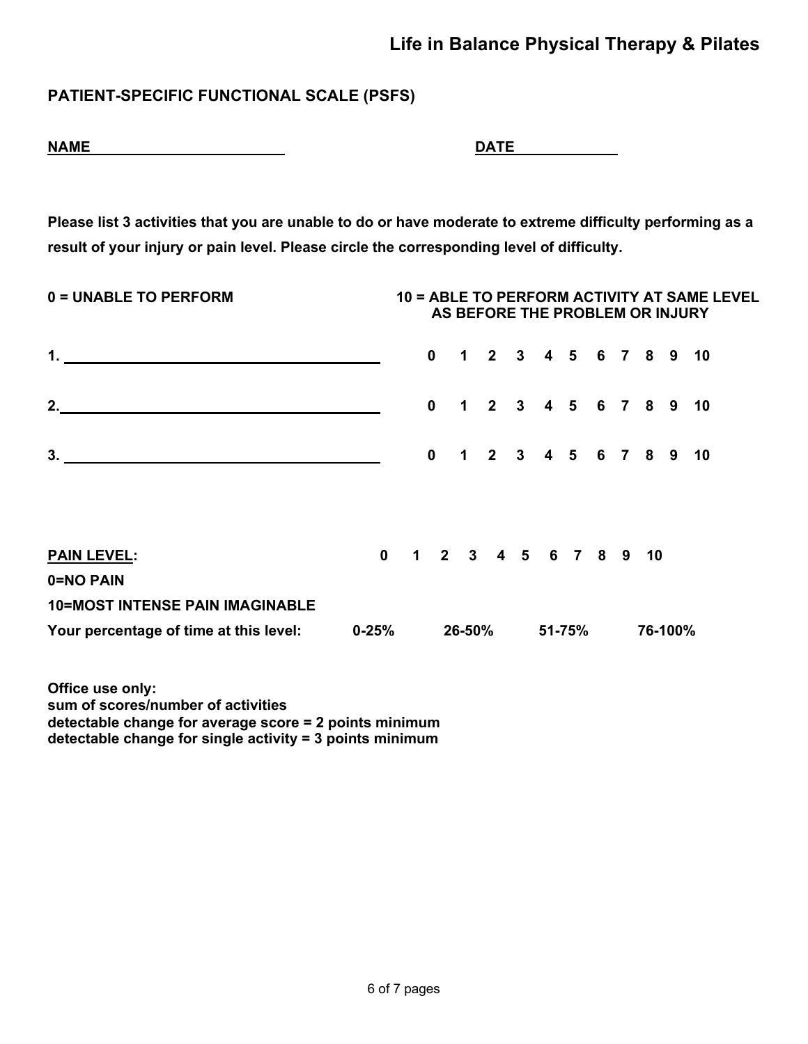# Life in Balance Physical Therapy & Pilates

## PATIENT-SPECIFIC FUNCTIONAL SCALE (PSFS)

**NAME** ______________________ **DATE** ____________

**Please list 3 activities that you are unable to do or have moderate to extreme difficulty performing as a result of your injury or pain level. Please circle the corresponding level of difficulty.**

**0 = UNABLE TO PERFORM** **10 = ABLE TO PERFORM ACTIVITY AT SAME LEVEL AS BEFORE THE PROBLEM OR INJURY**

**1.** ______________________________________ **0 1 2 3 4 5 6 7 8 9 10**

**2.** ______________________________________ **0 1 2 3 4 5 6 7 8 9 10**

**3.** ______________________________________ **0 1 2 3 4 5 6 7 8 9 10**

**PAIN LEVEL:** **0 1 2 3 4 5 6 7 8 9 10**

**0=NO PAIN**

**10=MOST INTENSE PAIN IMAGINABLE**

**Your percentage of time at this level:** **0-25%** **26-50%** **51-75%** **76-100%**

**Office use only:**
**sum of scores/number of activities**
**detectable change for average score = 2 points minimum**
**detectable change for single activity = 3 points minimum**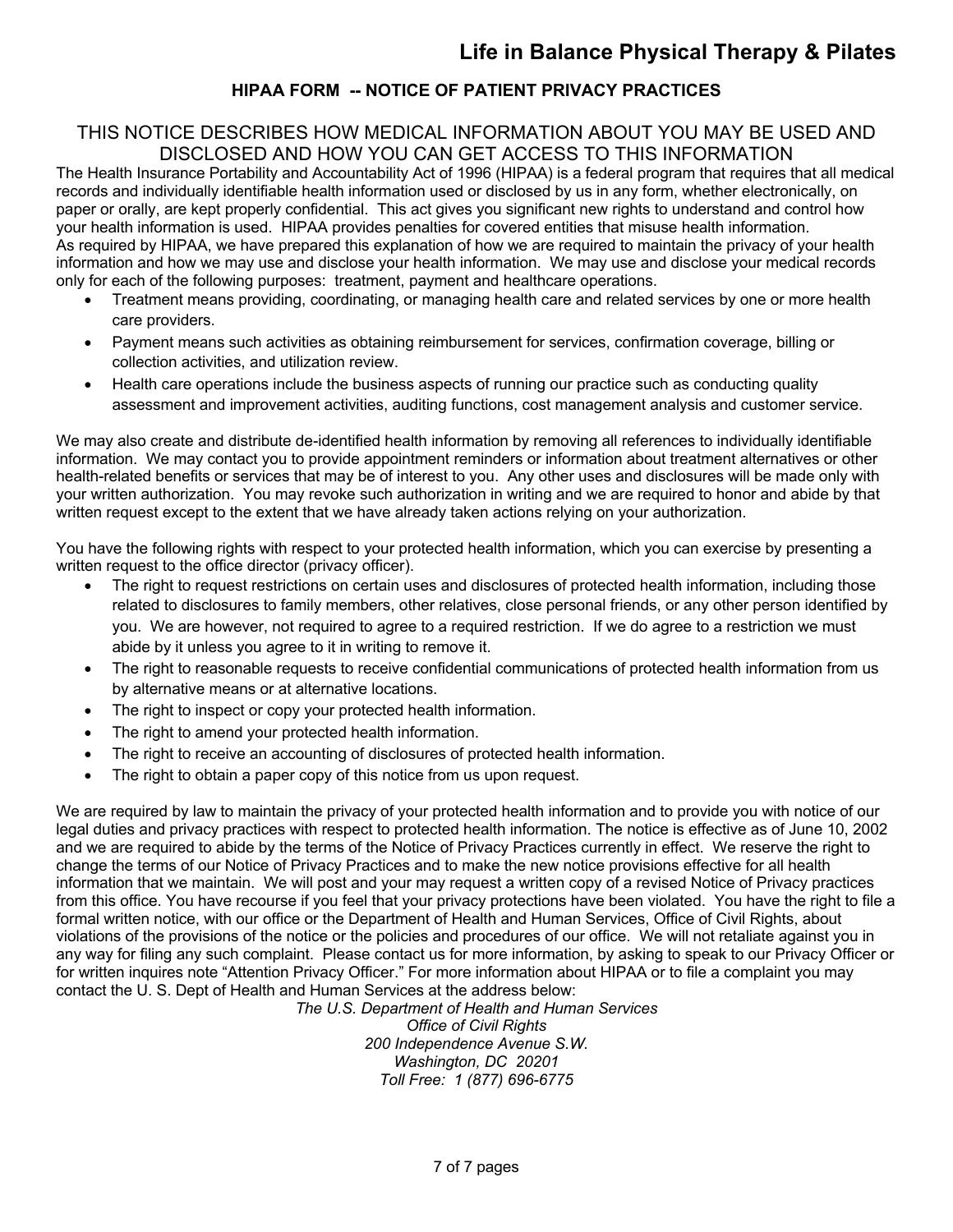# Life in Balance Physical Therapy & Pilates

## HIPAA FORM -- NOTICE OF PATIENT PRIVACY PRACTICES

### THIS NOTICE DESCRIBES HOW MEDICAL INFORMATION ABOUT YOU MAY BE USED AND DISCLOSED AND HOW YOU CAN GET ACCESS TO THIS INFORMATION

The Health Insurance Portability and Accountability Act of 1996 (HIPAA) is a federal program that requires that all medical records and individually identifiable health information used or disclosed by us in any form, whether electronically, on paper or orally, are kept properly confidential. This act gives you significant new rights to understand and control how your health information is used. HIPAA provides penalties for covered entities that misuse health information.
As required by HIPAA, we have prepared this explanation of how we are required to maintain the privacy of your health information and how we may use and disclose your health information. We may use and disclose your medical records only for each of the following purposes: treatment, payment and healthcare operations.

- Treatment means providing, coordinating, or managing health care and related services by one or more health care providers.
- Payment means such activities as obtaining reimbursement for services, confirmation coverage, billing or collection activities, and utilization review.
- Health care operations include the business aspects of running our practice such as conducting quality assessment and improvement activities, auditing functions, cost management analysis and customer service.

We may also create and distribute de-identified health information by removing all references to individually identifiable information. We may contact you to provide appointment reminders or information about treatment alternatives or other health-related benefits or services that may be of interest to you. Any other uses and disclosures will be made only with your written authorization. You may revoke such authorization in writing and we are required to honor and abide by that written request except to the extent that we have already taken actions relying on your authorization.

You have the following rights with respect to your protected health information, which you can exercise by presenting a written request to the office director (privacy officer).

- The right to request restrictions on certain uses and disclosures of protected health information, including those related to disclosures to family members, other relatives, close personal friends, or any other person identified by you. We are however, not required to agree to a required restriction. If we do agree to a restriction we must abide by it unless you agree to it in writing to remove it.
- The right to reasonable requests to receive confidential communications of protected health information from us by alternative means or at alternative locations.
- The right to inspect or copy your protected health information.
- The right to amend your protected health information.
- The right to receive an accounting of disclosures of protected health information.
- The right to obtain a paper copy of this notice from us upon request.

We are required by law to maintain the privacy of your protected health information and to provide you with notice of our legal duties and privacy practices with respect to protected health information. The notice is effective as of June 10, 2002 and we are required to abide by the terms of the Notice of Privacy Practices currently in effect. We reserve the right to change the terms of our Notice of Privacy Practices and to make the new notice provisions effective for all health information that we maintain. We will post and your may request a written copy of a revised Notice of Privacy practices from this office. You have recourse if you feel that your privacy protections have been violated. You have the right to file a formal written notice, with our office or the Department of Health and Human Services, Office of Civil Rights, about violations of the provisions of the notice or the policies and procedures of our office. We will not retaliate against you in any way for filing any such complaint. Please contact us for more information, by asking to speak to our Privacy Officer or for written inquires note "Attention Privacy Officer." For more information about HIPAA or to file a complaint you may contact the U. S. Dept of Health and Human Services at the address below:

*The U.S. Department of Health and Human Services*
*Office of Civil Rights*
*200 Independence Avenue S.W.*
*Washington, DC 20201*
*Toll Free: 1 (877) 696-6775*